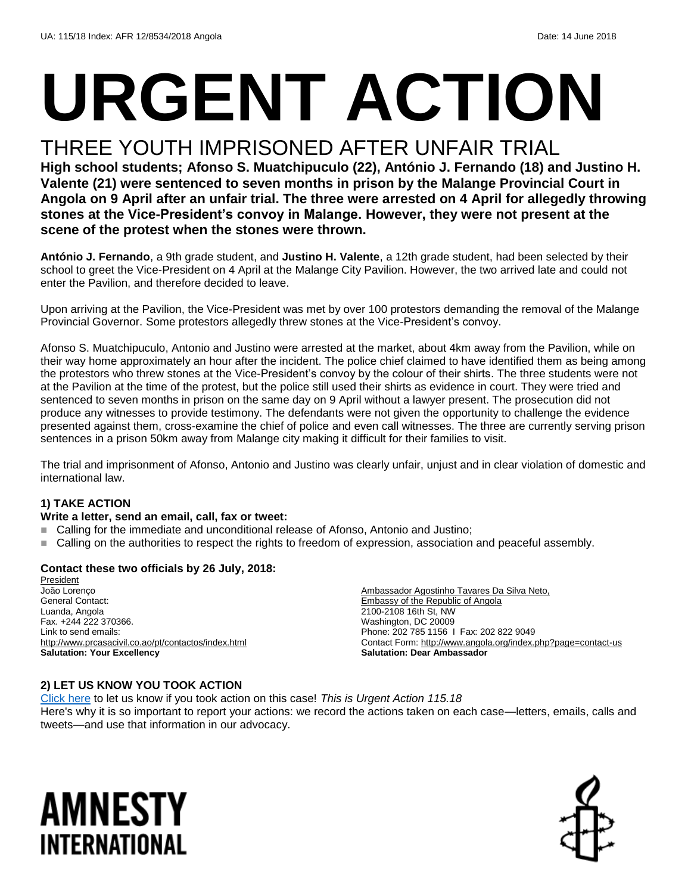UA: 115/18 Index: AFR 12/8534/2018 Angola Date: 14 June 2018

# URGENT ACTION

## THREE YOUTH IMPRISONED AFTER UNFAIR TRIAL

**High school students; Afonso S. Muatchipuculo (22), António J. Fernando (18) and Justino H. Valente (21) were sentenced to seven months in prison by the Malange Provincial Court in Angola on 9 April after an unfair trial. The three were arrested on 4 April for allegedly throwing stones at the Vice-President's convoy in Malange. However, they were not present at the scene of the protest when the stones were thrown.**

**António J. Fernando**, a 9th grade student, and **Justino H. Valente**, a 12th grade student, had been selected by their school to greet the Vice-President on 4 April at the Malange City Pavilion. However, the two arrived late and could not enter the Pavilion, and therefore decided to leave.

Upon arriving at the Pavilion, the Vice-President was met by over 100 protestors demanding the removal of the Malange Provincial Governor. Some protestors allegedly threw stones at the Vice-President's convoy.

Afonso S. Muatchipuculo, Antonio and Justino were arrested at the market, about 4km away from the Pavilion, while on their way home approximately an hour after the incident. The police chief claimed to have identified them as being among the protestors who threw stones at the Vice-President's convoy by the colour of their shirts. The three students were not at the Pavilion at the time of the protest, but the police still used their shirts as evidence in court. They were tried and sentenced to seven months in prison on the same day on 9 April without a lawyer present. The prosecution did not produce any witnesses to provide testimony. The defendants were not given the opportunity to challenge the evidence presented against them, cross-examine the chief of police and even call witnesses. The three are currently serving prison sentences in a prison 50km away from Malange city making it difficult for their families to visit.

The trial and imprisonment of Afonso, Antonio and Justino was clearly unfair, unjust and in clear violation of domestic and international law.

### 1) TAKE ACTION

**Write a letter, send an email, call, fax or tweet:**

- Calling for the immediate and unconditional release of Afonso, Antonio and Justino;
- Calling on the authorities to respect the rights to freedom of expression, association and peaceful assembly.

**Contact these two officials by 26 July, 2018:**

President
João Lorenço
General Contact:
Luanda, Angola
Fax. +244 222 370366.
Link to send emails:
http://www.prcasacivil.co.ao/pt/contactos/index.html
**Salutation: Your Excellency**

Ambassador Agostinho Tavares Da Silva Neto,
Embassy of the Republic of Angola
2100-2108 16th St, NW
Washington, DC 20009
Phone: 202 785 1156 I Fax: 202 822 9049
Contact Form: http://www.angola.org/index.php?page=contact-us
**Salutation: Dear Ambassador**

### 2) LET US KNOW YOU TOOK ACTION

Click here to let us know if you took action on this case! *This is Urgent Action 115.18*
Here's why it is so important to report your actions: we record the actions taken on each case—letters, emails, calls and tweets—and use that information in our advocacy.

AMNESTY INTERNATIONAL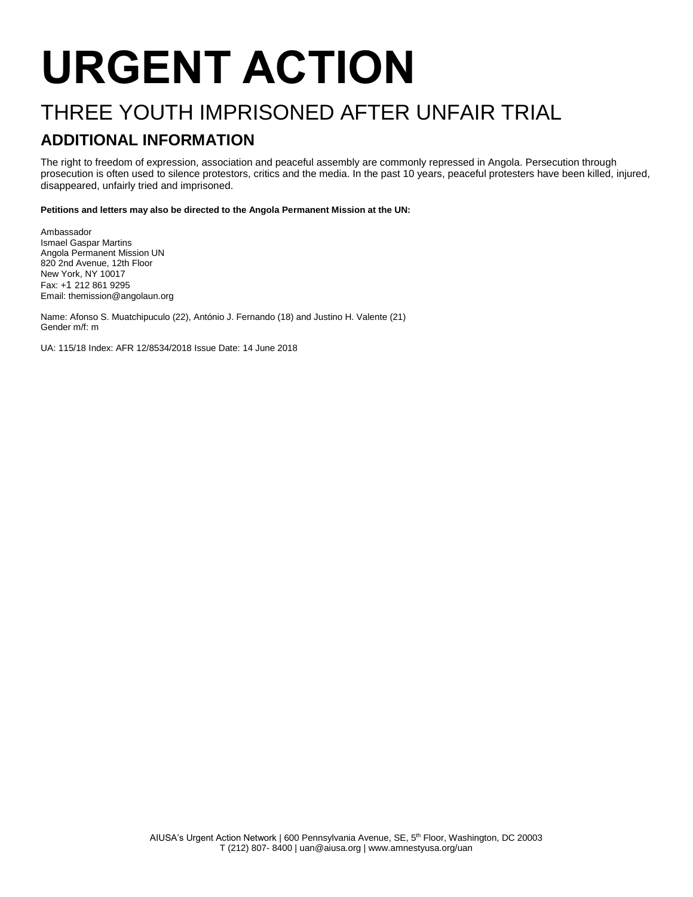# URGENT ACTION

## THREE YOUTH IMPRISONED AFTER UNFAIR TRIAL

### ADDITIONAL INFORMATION

The right to freedom of expression, association and peaceful assembly are commonly repressed in Angola. Persecution through prosecution is often used to silence protestors, critics and the media. In the past 10 years, peaceful protesters have been killed, injured, disappeared, unfairly tried and imprisoned.

**Petitions and letters may also be directed to the Angola Permanent Mission at the UN:**

Ambassador
Ismael Gaspar Martins
Angola Permanent Mission UN
820 2nd Avenue, 12th Floor
New York, NY 10017
Fax: +1 212 861 9295
Email: themission@angolaun.org

Name: Afonso S. Muatchipuculo (22), António J. Fernando (18) and Justino H. Valente (21)
Gender m/f: m

UA: 115/18 Index: AFR 12/8534/2018 Issue Date: 14 June 2018

AIUSA's Urgent Action Network | 600 Pennsylvania Avenue, SE, 5th Floor, Washington, DC 20003
T (212) 807- 8400 | uan@aiusa.org | www.amnestyusa.org/uan